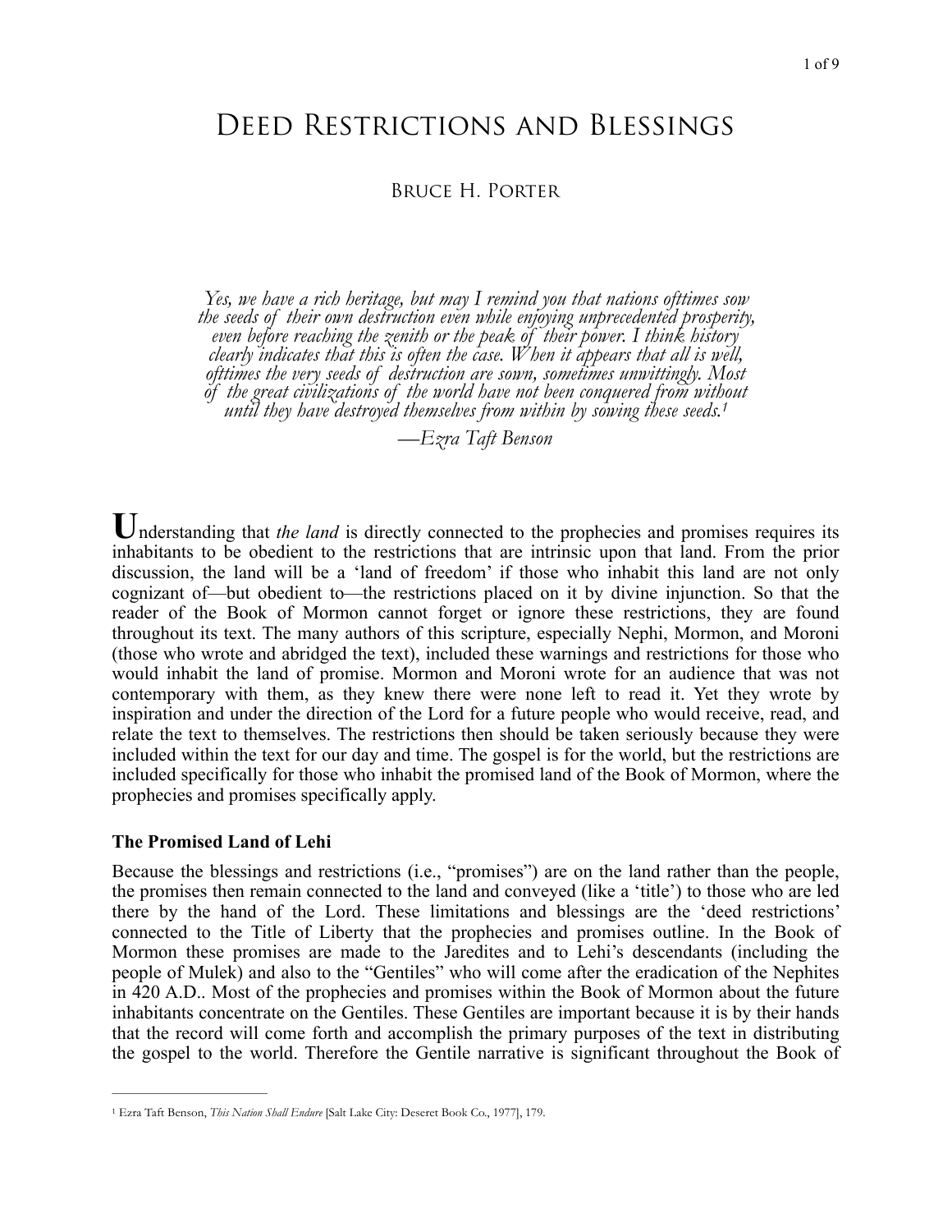# Deed Restrictions and Blessings

Bruce H. Porter

> *Yes, we have a rich heritage, but may I remind you that nations ofttimes sow the seeds of their own destruction even while enjoying unprecedented prosperity, even before reaching the zenith or the peak of their power. I think history clearly indicates that this is often the case. When it appears that all is well, ofttimes the very seeds of destruction are sown, sometimes unwittingly. Most of the great civilizations of the world have not been conquered from without until they have destroyed themselves from within by sowing these seeds.*[1]
>
> *—Ezra Taft Benson*

Understanding that *the land* is directly connected to the prophecies and promises requires its inhabitants to be obedient to the restrictions that are intrinsic upon that land. From the prior discussion, the land will be a 'land of freedom' if those who inhabit this land are not only cognizant of—but obedient to—the restrictions placed on it by divine injunction. So that the reader of the Book of Mormon cannot forget or ignore these restrictions, they are found throughout its text. The many authors of this scripture, especially Nephi, Mormon, and Moroni (those who wrote and abridged the text), included these warnings and restrictions for those who would inhabit the land of promise. Mormon and Moroni wrote for an audience that was not contemporary with them, as they knew there were none left to read it. Yet they wrote by inspiration and under the direction of the Lord for a future people who would receive, read, and relate the text to themselves. The restrictions then should be taken seriously because they were included within the text for our day and time. The gospel is for the world, but the restrictions are included specifically for those who inhabit the promised land of the Book of Mormon, where the prophecies and promises specifically apply.

**The Promised Land of Lehi**

Because the blessings and restrictions (i.e., "promises") are on the land rather than the people, the promises then remain connected to the land and conveyed (like a 'title') to those who are led there by the hand of the Lord. These limitations and blessings are the 'deed restrictions' connected to the Title of Liberty that the prophecies and promises outline. In the Book of Mormon these promises are made to the Jaredites and to Lehi's descendants (including the people of Mulek) and also to the "Gentiles" who will come after the eradication of the Nephites in 420 A.D.. Most of the prophecies and promises within the Book of Mormon about the future inhabitants concentrate on the Gentiles. These Gentiles are important because it is by their hands that the record will come forth and accomplish the primary purposes of the text in distributing the gospel to the world. Therefore the Gentile narrative is significant throughout the Book of

---

[1] Ezra Taft Benson, *This Nation Shall Endure* [Salt Lake City: Deseret Book Co., 1977], 179.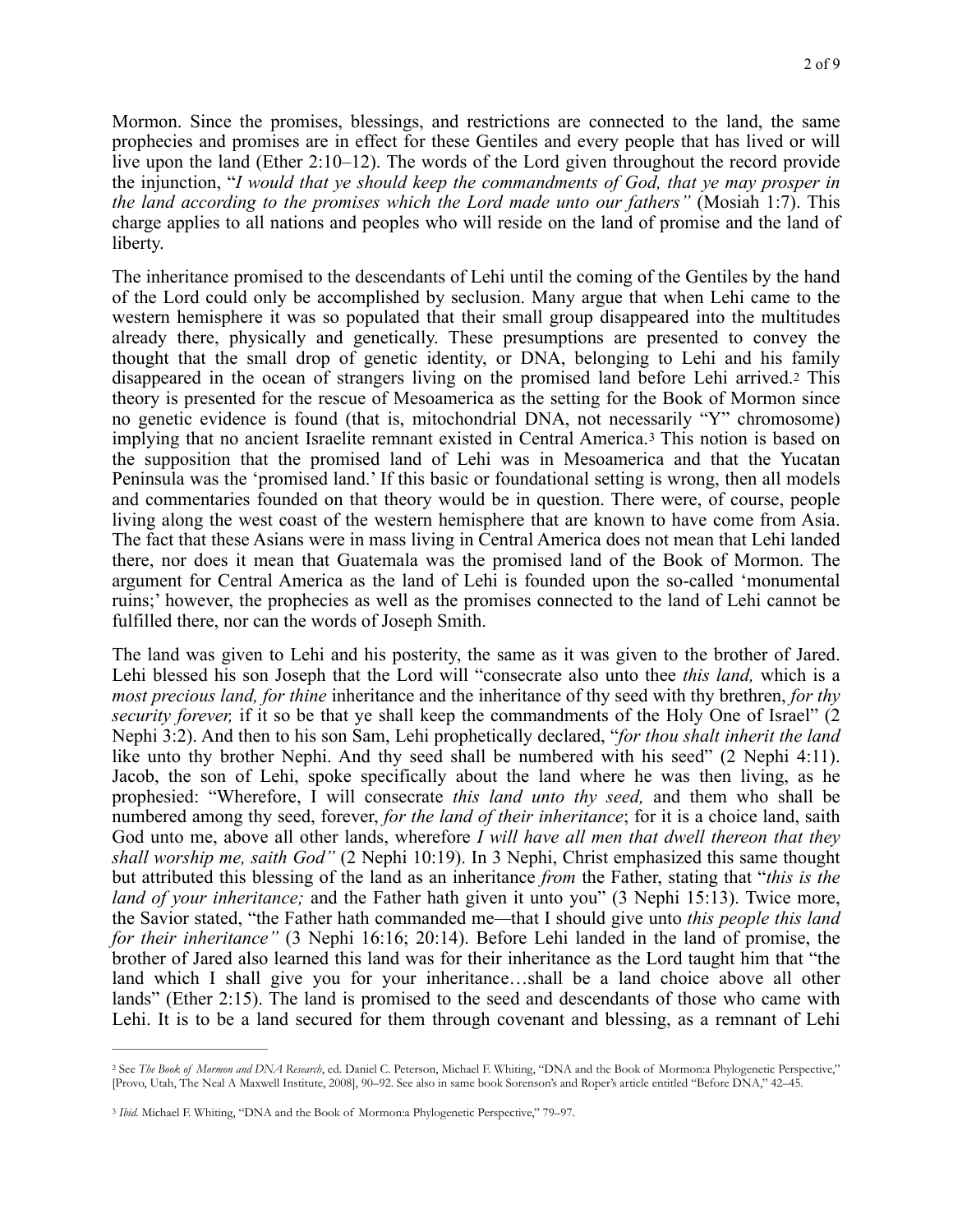Mormon. Since the promises, blessings, and restrictions are connected to the land, the same prophecies and promises are in effect for these Gentiles and every people that has lived or will live upon the land (Ether 2:10–12). The words of the Lord given throughout the record provide the injunction, "*I would that ye should keep the commandments of God, that ye may prosper in the land according to the promises which the Lord made unto our fathers"* (Mosiah 1:7). This charge applies to all nations and peoples who will reside on the land of promise and the land of liberty.

The inheritance promised to the descendants of Lehi until the coming of the Gentiles by the hand of the Lord could only be accomplished by seclusion. Many argue that when Lehi came to the western hemisphere it was so populated that their small group disappeared into the multitudes already there, physically and genetically. These presumptions are presented to convey the thought that the small drop of genetic identity, or DNA, belonging to Lehi and his family disappeared in the ocean of strangers living on the promised land before Lehi arrived.[2] This theory is presented for the rescue of Mesoamerica as the setting for the Book of Mormon since no genetic evidence is found (that is, mitochondrial DNA, not necessarily "Y" chromosome) implying that no ancient Israelite remnant existed in Central America.[3] This notion is based on the supposition that the promised land of Lehi was in Mesoamerica and that the Yucatan Peninsula was the 'promised land.' If this basic or foundational setting is wrong, then all models and commentaries founded on that theory would be in question. There were, of course, people living along the west coast of the western hemisphere that are known to have come from Asia. The fact that these Asians were in mass living in Central America does not mean that Lehi landed there, nor does it mean that Guatemala was the promised land of the Book of Mormon. The argument for Central America as the land of Lehi is founded upon the so-called 'monumental ruins;' however, the prophecies as well as the promises connected to the land of Lehi cannot be fulfilled there, nor can the words of Joseph Smith.

The land was given to Lehi and his posterity, the same as it was given to the brother of Jared. Lehi blessed his son Joseph that the Lord will "consecrate also unto thee *this land,* which is a *most precious land, for thine* inheritance and the inheritance of thy seed with thy brethren, *for thy security forever,* if it so be that ye shall keep the commandments of the Holy One of Israel" (2 Nephi 3:2). And then to his son Sam, Lehi prophetically declared, "*for thou shalt inherit the land* like unto thy brother Nephi. And thy seed shall be numbered with his seed" (2 Nephi 4:11). Jacob, the son of Lehi, spoke specifically about the land where he was then living, as he prophesied: "Wherefore, I will consecrate *this land unto thy seed,* and them who shall be numbered among thy seed, forever, *for the land of their inheritance*; for it is a choice land, saith God unto me, above all other lands, wherefore *I will have all men that dwell thereon that they shall worship me, saith God"* (2 Nephi 10:19). In 3 Nephi, Christ emphasized this same thought but attributed this blessing of the land as an inheritance *from* the Father, stating that "*this is the land of your inheritance;* and the Father hath given it unto you" (3 Nephi 15:13). Twice more, the Savior stated, "the Father hath commanded me—that I should give unto *this people this land for their inheritance"* (3 Nephi 16:16; 20:14). Before Lehi landed in the land of promise, the brother of Jared also learned this land was for their inheritance as the Lord taught him that "the land which I shall give you for your inheritance…shall be a land choice above all other lands" (Ether 2:15). The land is promised to the seed and descendants of those who came with Lehi. It is to be a land secured for them through covenant and blessing, as a remnant of Lehi

---

[2] See *The Book of Mormon and DNA Research*, ed. Daniel C. Peterson, Michael F. Whiting, "DNA and the Book of Mormon:a Phylogenetic Perspective," [Provo, Utah, The Neal A Maxwell Institute, 2008], 90–92. See also in same book Sorenson's and Roper's article entitled "Before DNA," 42–45.

[3] *Ibid.* Michael F. Whiting, "DNA and the Book of Mormon:a Phylogenetic Perspective," 79–97.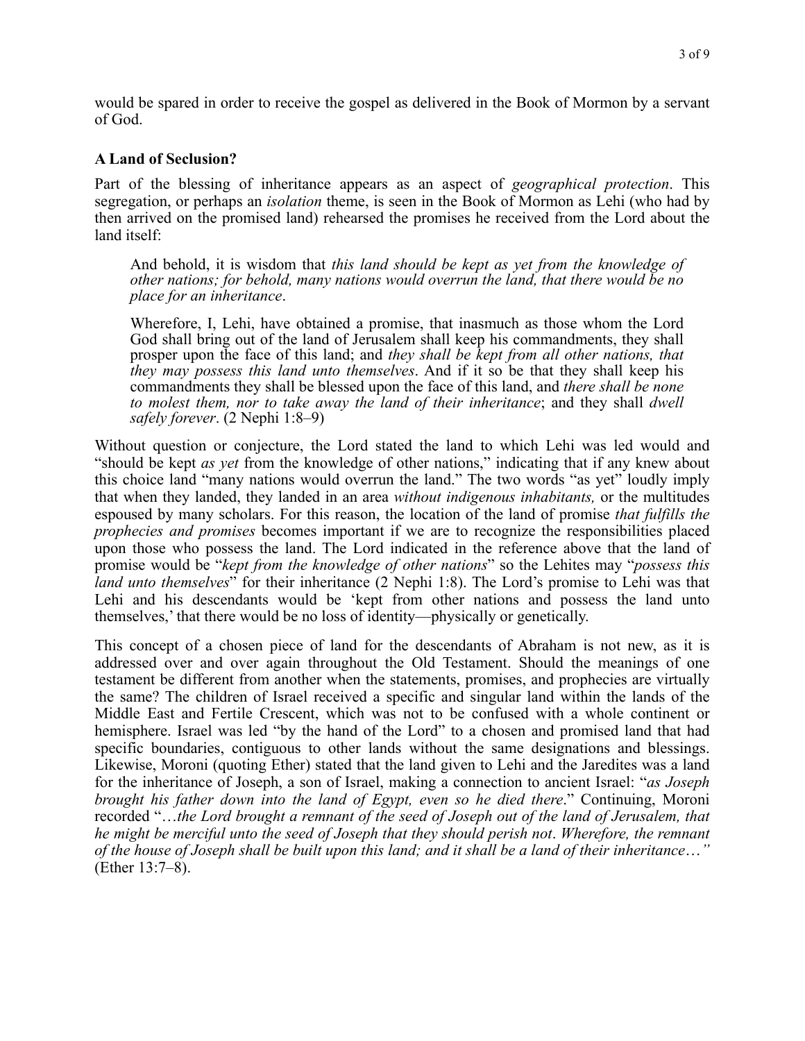would be spared in order to receive the gospel as delivered in the Book of Mormon by a servant of God.

**A Land of Seclusion?**

Part of the blessing of inheritance appears as an aspect of *geographical protection*. This segregation, or perhaps an *isolation* theme, is seen in the Book of Mormon as Lehi (who had by then arrived on the promised land) rehearsed the promises he received from the Lord about the land itself:

> And behold, it is wisdom that *this land should be kept as yet from the knowledge of other nations; for behold, many nations would overrun the land, that there would be no place for an inheritance*.
>
> Wherefore, I, Lehi, have obtained a promise, that inasmuch as those whom the Lord God shall bring out of the land of Jerusalem shall keep his commandments, they shall prosper upon the face of this land; and *they shall be kept from all other nations, that they may possess this land unto themselves*. And if it so be that they shall keep his commandments they shall be blessed upon the face of this land, and *there shall be none to molest them, nor to take away the land of their inheritance*; and they shall *dwell safely forever*. (2 Nephi 1:8–9)

Without question or conjecture, the Lord stated the land to which Lehi was led would and "should be kept *as yet* from the knowledge of other nations," indicating that if any knew about this choice land "many nations would overrun the land." The two words "as yet" loudly imply that when they landed, they landed in an area *without indigenous inhabitants,* or the multitudes espoused by many scholars. For this reason, the location of the land of promise *that fulfills the prophecies and promises* becomes important if we are to recognize the responsibilities placed upon those who possess the land. The Lord indicated in the reference above that the land of promise would be "*kept from the knowledge of other nations*" so the Lehites may "*possess this land unto themselves*" for their inheritance (2 Nephi 1:8). The Lord's promise to Lehi was that Lehi and his descendants would be 'kept from other nations and possess the land unto themselves,' that there would be no loss of identity—physically or genetically.

This concept of a chosen piece of land for the descendants of Abraham is not new, as it is addressed over and over again throughout the Old Testament. Should the meanings of one testament be different from another when the statements, promises, and prophecies are virtually the same? The children of Israel received a specific and singular land within the lands of the Middle East and Fertile Crescent, which was not to be confused with a whole continent or hemisphere. Israel was led "by the hand of the Lord" to a chosen and promised land that had specific boundaries, contiguous to other lands without the same designations and blessings. Likewise, Moroni (quoting Ether) stated that the land given to Lehi and the Jaredites was a land for the inheritance of Joseph, a son of Israel, making a connection to ancient Israel: "*as Joseph brought his father down into the land of Egypt, even so he died there*." Continuing, Moroni recorded "…*the Lord brought a remnant of the seed of Joseph out of the land of Jerusalem, that he might be merciful unto the seed of Joseph that they should perish not*. *Wherefore, the remnant of the house of Joseph shall be built upon this land; and it shall be a land of their inheritance*…" (Ether 13:7–8).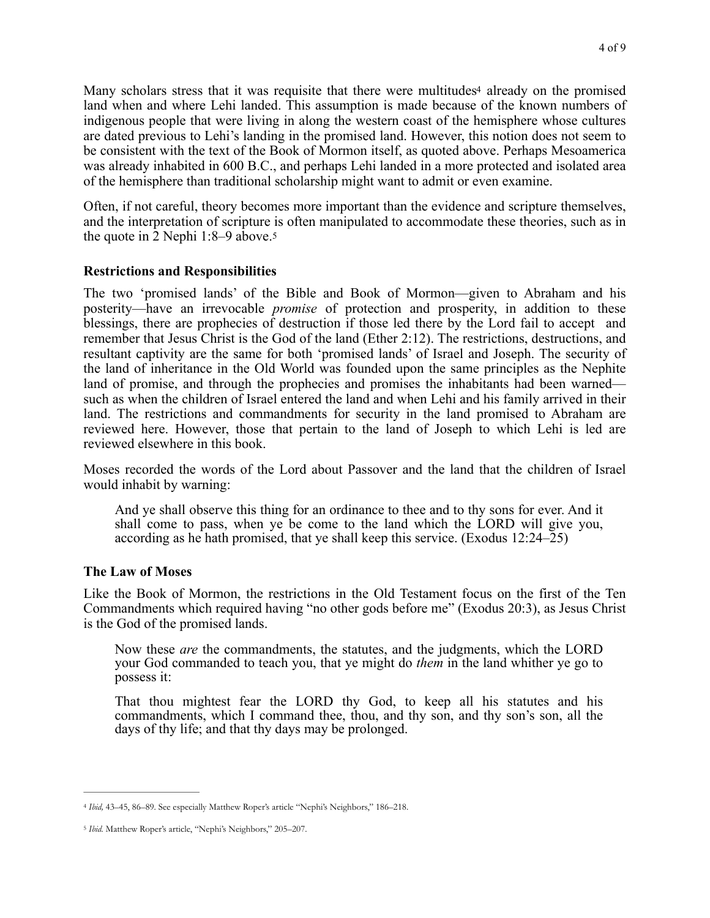Many scholars stress that it was requisite that there were multitudes[4] already on the promised land when and where Lehi landed. This assumption is made because of the known numbers of indigenous people that were living in along the western coast of the hemisphere whose cultures are dated previous to Lehi's landing in the promised land. However, this notion does not seem to be consistent with the text of the Book of Mormon itself, as quoted above. Perhaps Mesoamerica was already inhabited in 600 B.C., and perhaps Lehi landed in a more protected and isolated area of the hemisphere than traditional scholarship might want to admit or even examine.

Often, if not careful, theory becomes more important than the evidence and scripture themselves, and the interpretation of scripture is often manipulated to accommodate these theories, such as in the quote in 2 Nephi 1:8–9 above.[5]

### Restrictions and Responsibilities

The two 'promised lands' of the Bible and Book of Mormon—given to Abraham and his posterity—have an irrevocable *promise* of protection and prosperity, in addition to these blessings, there are prophecies of destruction if those led there by the Lord fail to accept and remember that Jesus Christ is the God of the land (Ether 2:12). The restrictions, destructions, and resultant captivity are the same for both 'promised lands' of Israel and Joseph. The security of the land of inheritance in the Old World was founded upon the same principles as the Nephite land of promise, and through the prophecies and promises the inhabitants had been warned—such as when the children of Israel entered the land and when Lehi and his family arrived in their land. The restrictions and commandments for security in the land promised to Abraham are reviewed here. However, those that pertain to the land of Joseph to which Lehi is led are reviewed elsewhere in this book.

Moses recorded the words of the Lord about Passover and the land that the children of Israel would inhabit by warning:

> And ye shall observe this thing for an ordinance to thee and to thy sons for ever. And it shall come to pass, when ye be come to the land which the LORD will give you, according as he hath promised, that ye shall keep this service. (Exodus 12:24–25)

### The Law of Moses

Like the Book of Mormon, the restrictions in the Old Testament focus on the first of the Ten Commandments which required having "no other gods before me" (Exodus 20:3), as Jesus Christ is the God of the promised lands.

> Now these *are* the commandments, the statutes, and the judgments, which the LORD your God commanded to teach you, that ye might do *them* in the land whither ye go to possess it:
>
> That thou mightest fear the LORD thy God, to keep all his statutes and his commandments, which I command thee, thou, and thy son, and thy son's son, all the days of thy life; and that thy days may be prolonged.

---

[4] *Ibid,* 43–45, 86–89. See especially Matthew Roper's article "Nephi's Neighbors," 186–218.

[5] *Ibid.* Matthew Roper's article, "Nephi's Neighbors," 205–207.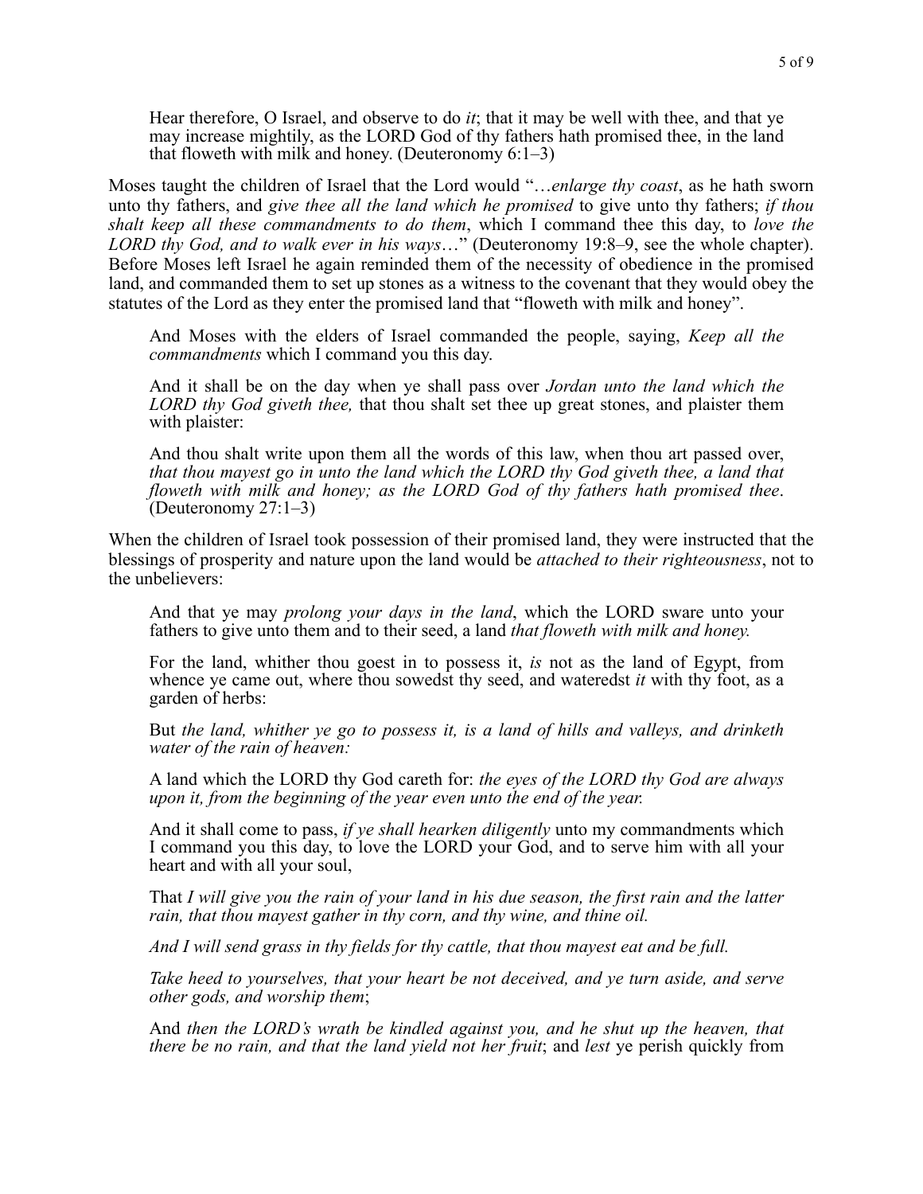> Hear therefore, O Israel, and observe to do *it*; that it may be well with thee, and that ye may increase mightily, as the LORD God of thy fathers hath promised thee, in the land that floweth with milk and honey. (Deuteronomy 6:1–3)

Moses taught the children of Israel that the Lord would "…*enlarge thy coast*, as he hath sworn unto thy fathers, and *give thee all the land which he promised* to give unto thy fathers; *if thou shalt keep all these commandments to do them*, which I command thee this day, to *love the LORD thy God, and to walk ever in his ways*…" (Deuteronomy 19:8–9, see the whole chapter). Before Moses left Israel he again reminded them of the necessity of obedience in the promised land, and commanded them to set up stones as a witness to the covenant that they would obey the statutes of the Lord as they enter the promised land that "floweth with milk and honey".

> And Moses with the elders of Israel commanded the people, saying, *Keep all the commandments* which I command you this day.
>
> And it shall be on the day when ye shall pass over *Jordan unto the land which the LORD thy God giveth thee,* that thou shalt set thee up great stones, and plaister them with plaister:
>
> And thou shalt write upon them all the words of this law, when thou art passed over, *that thou mayest go in unto the land which the LORD thy God giveth thee, a land that floweth with milk and honey; as the LORD God of thy fathers hath promised thee*. (Deuteronomy 27:1–3)

When the children of Israel took possession of their promised land, they were instructed that the blessings of prosperity and nature upon the land would be *attached to their righteousness*, not to the unbelievers:

> And that ye may *prolong your days in the land*, which the LORD sware unto your fathers to give unto them and to their seed, a land *that floweth with milk and honey.*
>
> For the land, whither thou goest in to possess it, *is* not as the land of Egypt, from whence ye came out, where thou sowedst thy seed, and wateredst *it* with thy foot, as a garden of herbs:
>
> But *the land, whither ye go to possess it, is a land of hills and valleys, and drinketh water of the rain of heaven:*
>
> A land which the LORD thy God careth for: *the eyes of the LORD thy God are always upon it, from the beginning of the year even unto the end of the year.*
>
> And it shall come to pass, *if ye shall hearken diligently* unto my commandments which I command you this day, to love the LORD your God, and to serve him with all your heart and with all your soul,
>
> That *I will give you the rain of your land in his due season, the first rain and the latter rain, that thou mayest gather in thy corn, and thy wine, and thine oil.*
>
> *And I will send grass in thy fields for thy cattle, that thou mayest eat and be full.*
>
> *Take heed to yourselves, that your heart be not deceived, and ye turn aside, and serve other gods, and worship them*;
>
> And *then the LORD's wrath be kindled against you, and he shut up the heaven, that there be no rain, and that the land yield not her fruit*; and *lest* ye perish quickly from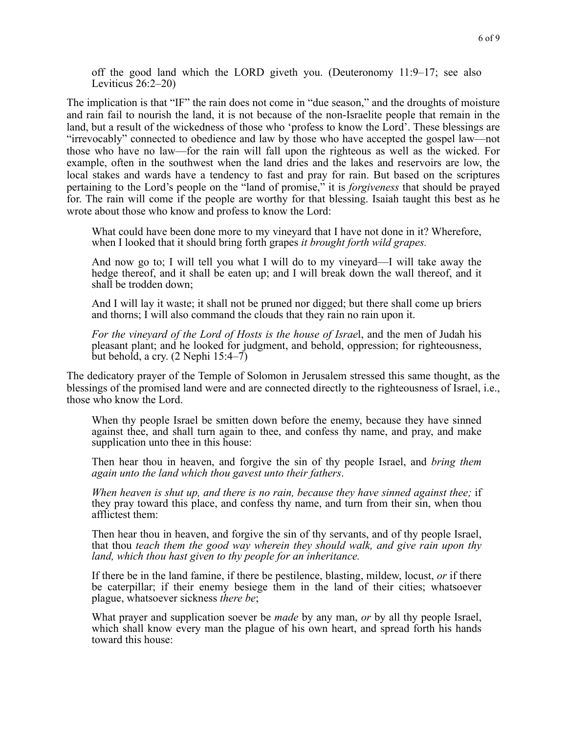> off the good land which the LORD giveth you. (Deuteronomy 11:9–17; see also Leviticus 26:2–20)

The implication is that "IF" the rain does not come in "due season," and the droughts of moisture and rain fail to nourish the land, it is not because of the non-Israelite people that remain in the land, but a result of the wickedness of those who 'profess to know the Lord'. These blessings are "irrevocably" connected to obedience and law by those who have accepted the gospel law—not those who have no law—for the rain will fall upon the righteous as well as the wicked. For example, often in the southwest when the land dries and the lakes and reservoirs are low, the local stakes and wards have a tendency to fast and pray for rain. But based on the scriptures pertaining to the Lord's people on the "land of promise," it is *forgiveness* that should be prayed for. The rain will come if the people are worthy for that blessing. Isaiah taught this best as he wrote about those who know and profess to know the Lord:

> What could have been done more to my vineyard that I have not done in it? Wherefore, when I looked that it should bring forth grapes *it brought forth wild grapes.*
>
> And now go to; I will tell you what I will do to my vineyard—I will take away the hedge thereof, and it shall be eaten up; and I will break down the wall thereof, and it shall be trodden down;
>
> And I will lay it waste; it shall not be pruned nor digged; but there shall come up briers and thorns; I will also command the clouds that they rain no rain upon it.
>
> *For the vineyard of the Lord of Hosts is the house of Israe*l, and the men of Judah his pleasant plant; and he looked for judgment, and behold, oppression; for righteousness, but behold, a cry. (2 Nephi 15:4–7)

The dedicatory prayer of the Temple of Solomon in Jerusalem stressed this same thought, as the blessings of the promised land were and are connected directly to the righteousness of Israel, i.e., those who know the Lord.

> When thy people Israel be smitten down before the enemy, because they have sinned against thee, and shall turn again to thee, and confess thy name, and pray, and make supplication unto thee in this house:
>
> Then hear thou in heaven, and forgive the sin of thy people Israel, and *bring them again unto the land which thou gavest unto their fathers*.
>
> *When heaven is shut up, and there is no rain, because they have sinned against thee;* if they pray toward this place, and confess thy name, and turn from their sin, when thou afflictest them:
>
> Then hear thou in heaven, and forgive the sin of thy servants, and of thy people Israel, that thou *teach them the good way wherein they should walk, and give rain upon thy land, which thou hast given to thy people for an inheritance.*
>
> If there be in the land famine, if there be pestilence, blasting, mildew, locust, *or* if there be caterpillar; if their enemy besiege them in the land of their cities; whatsoever plague, whatsoever sickness *there be*;
>
> What prayer and supplication soever be *made* by any man, *or* by all thy people Israel, which shall know every man the plague of his own heart, and spread forth his hands toward this house: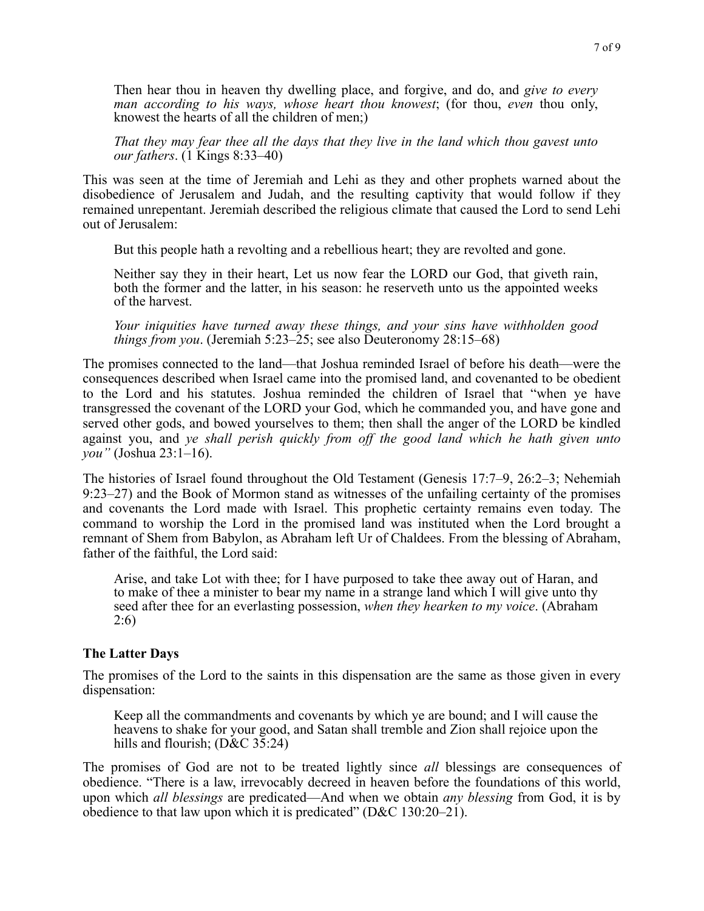> Then hear thou in heaven thy dwelling place, and forgive, and do, and *give to every man according to his ways, whose heart thou knowest*; (for thou, *even* thou only, knowest the hearts of all the children of men;)
>
> *That they may fear thee all the days that they live in the land which thou gavest unto our fathers*. (1 Kings 8:33–40)

This was seen at the time of Jeremiah and Lehi as they and other prophets warned about the disobedience of Jerusalem and Judah, and the resulting captivity that would follow if they remained unrepentant. Jeremiah described the religious climate that caused the Lord to send Lehi out of Jerusalem:

> But this people hath a revolting and a rebellious heart; they are revolted and gone.
>
> Neither say they in their heart, Let us now fear the LORD our God, that giveth rain, both the former and the latter, in his season: he reserveth unto us the appointed weeks of the harvest.
>
> *Your iniquities have turned away these things, and your sins have withholden good things from you*. (Jeremiah 5:23–25; see also Deuteronomy 28:15–68)

The promises connected to the land—that Joshua reminded Israel of before his death—were the consequences described when Israel came into the promised land, and covenanted to be obedient to the Lord and his statutes. Joshua reminded the children of Israel that "when ye have transgressed the covenant of the LORD your God, which he commanded you, and have gone and served other gods, and bowed yourselves to them; then shall the anger of the LORD be kindled against you, and *ye shall perish quickly from off the good land which he hath given unto you"* (Joshua 23:1–16).

The histories of Israel found throughout the Old Testament (Genesis 17:7–9, 26:2–3; Nehemiah 9:23–27) and the Book of Mormon stand as witnesses of the unfailing certainty of the promises and covenants the Lord made with Israel. This prophetic certainty remains even today. The command to worship the Lord in the promised land was instituted when the Lord brought a remnant of Shem from Babylon, as Abraham left Ur of Chaldees. From the blessing of Abraham, father of the faithful, the Lord said:

> Arise, and take Lot with thee; for I have purposed to take thee away out of Haran, and to make of thee a minister to bear my name in a strange land which I will give unto thy seed after thee for an everlasting possession, *when they hearken to my voice*. (Abraham 2:6)

### The Latter Days

The promises of the Lord to the saints in this dispensation are the same as those given in every dispensation:

> Keep all the commandments and covenants by which ye are bound; and I will cause the heavens to shake for your good, and Satan shall tremble and Zion shall rejoice upon the hills and flourish; (D&C 35:24)

The promises of God are not to be treated lightly since *all* blessings are consequences of obedience. "There is a law, irrevocably decreed in heaven before the foundations of this world, upon which *all blessings* are predicated—And when we obtain *any blessing* from God, it is by obedience to that law upon which it is predicated" (D&C 130:20–21).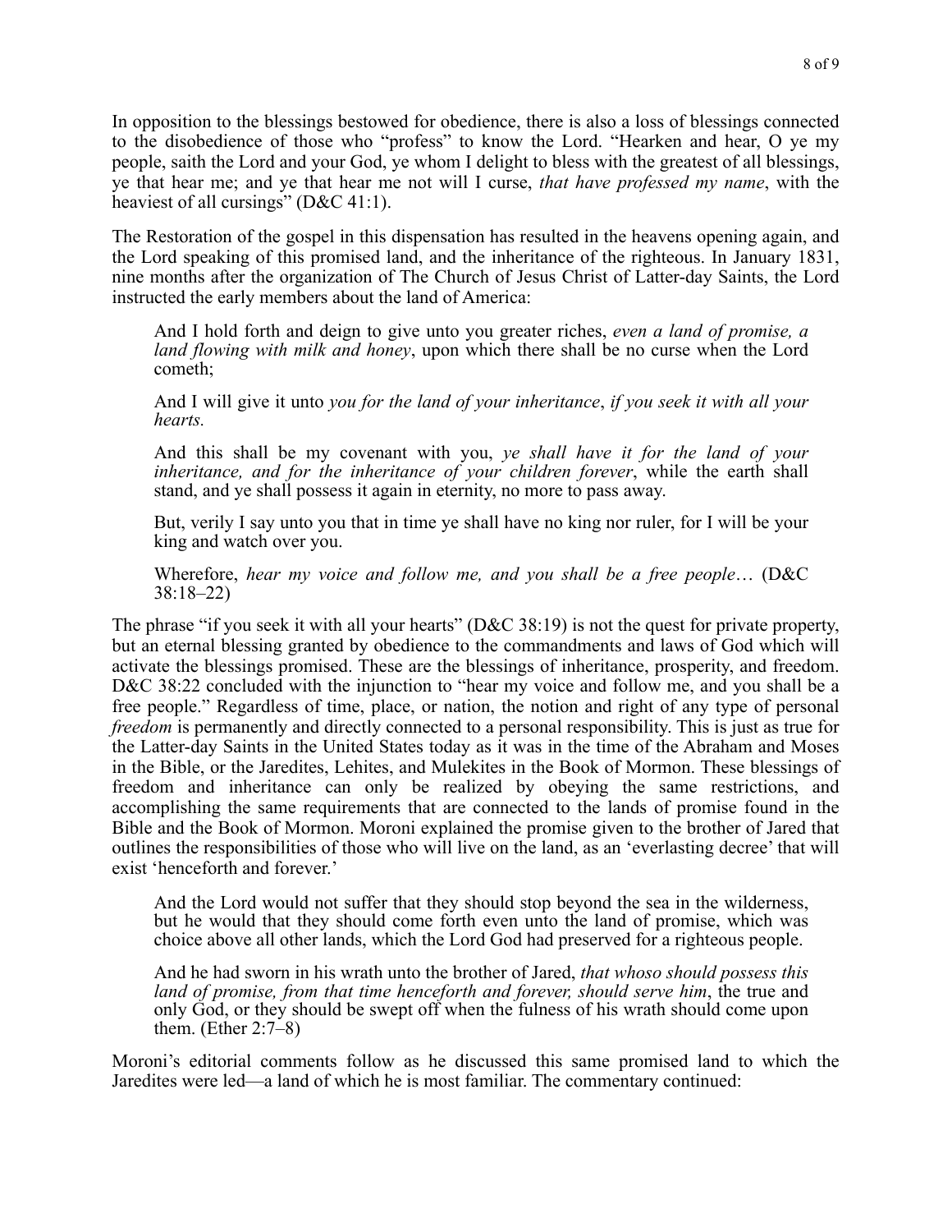In opposition to the blessings bestowed for obedience, there is also a loss of blessings connected to the disobedience of those who "profess" to know the Lord. "Hearken and hear, O ye my people, saith the Lord and your God, ye whom I delight to bless with the greatest of all blessings, ye that hear me; and ye that hear me not will I curse, *that have professed my name*, with the heaviest of all cursings" (D&C 41:1).

The Restoration of the gospel in this dispensation has resulted in the heavens opening again, and the Lord speaking of this promised land, and the inheritance of the righteous. In January 1831, nine months after the organization of The Church of Jesus Christ of Latter-day Saints, the Lord instructed the early members about the land of America:

> And I hold forth and deign to give unto you greater riches, *even a land of promise, a land flowing with milk and honey*, upon which there shall be no curse when the Lord cometh;
>
> And I will give it unto *you for the land of your inheritance*, *if you seek it with all your hearts.*
>
> And this shall be my covenant with you, *ye shall have it for the land of your inheritance, and for the inheritance of your children forever*, while the earth shall stand, and ye shall possess it again in eternity, no more to pass away.
>
> But, verily I say unto you that in time ye shall have no king nor ruler, for I will be your king and watch over you.
>
> Wherefore, *hear my voice and follow me, and you shall be a free people*… (D&C 38:18–22)

The phrase "if you seek it with all your hearts" (D&C 38:19) is not the quest for private property, but an eternal blessing granted by obedience to the commandments and laws of God which will activate the blessings promised. These are the blessings of inheritance, prosperity, and freedom. D&C 38:22 concluded with the injunction to "hear my voice and follow me, and you shall be a free people." Regardless of time, place, or nation, the notion and right of any type of personal *freedom* is permanently and directly connected to a personal responsibility. This is just as true for the Latter-day Saints in the United States today as it was in the time of the Abraham and Moses in the Bible, or the Jaredites, Lehites, and Mulekites in the Book of Mormon. These blessings of freedom and inheritance can only be realized by obeying the same restrictions, and accomplishing the same requirements that are connected to the lands of promise found in the Bible and the Book of Mormon. Moroni explained the promise given to the brother of Jared that outlines the responsibilities of those who will live on the land, as an 'everlasting decree' that will exist 'henceforth and forever.'

> And the Lord would not suffer that they should stop beyond the sea in the wilderness, but he would that they should come forth even unto the land of promise, which was choice above all other lands, which the Lord God had preserved for a righteous people.
>
> And he had sworn in his wrath unto the brother of Jared, *that whoso should possess this land of promise, from that time henceforth and forever, should serve him*, the true and only God, or they should be swept off when the fulness of his wrath should come upon them. (Ether 2:7–8)

Moroni's editorial comments follow as he discussed this same promised land to which the Jaredites were led—a land of which he is most familiar. The commentary continued: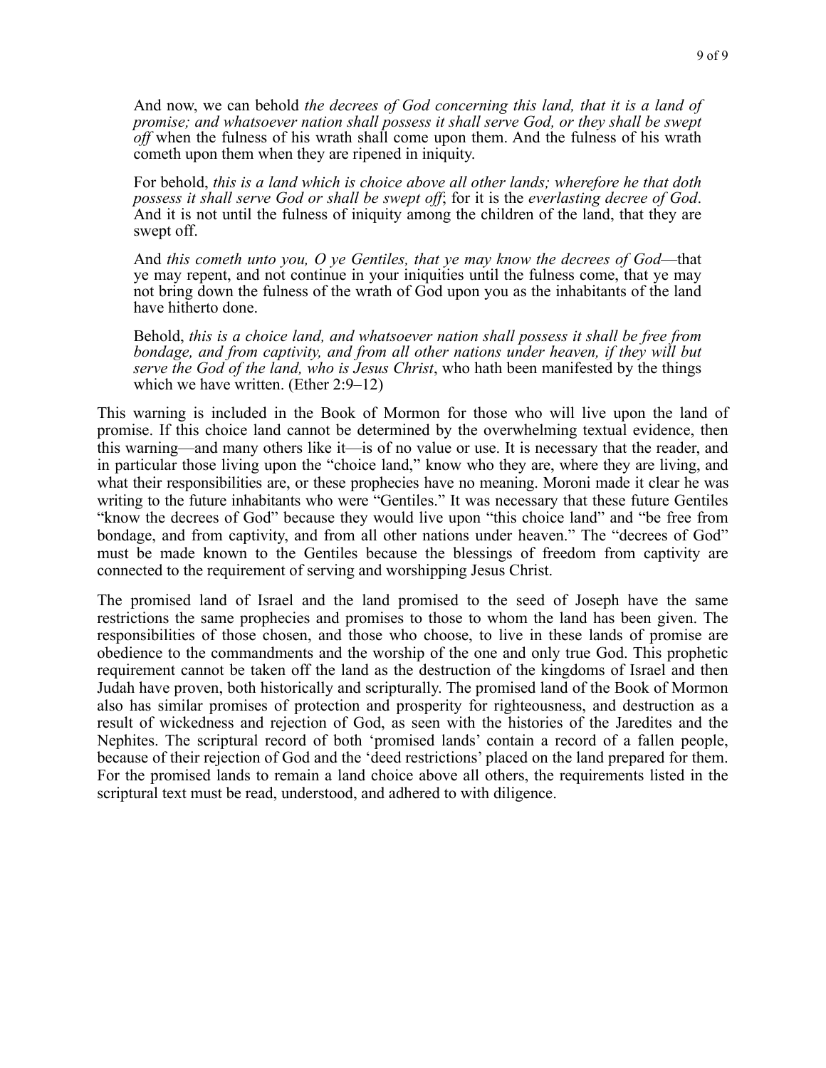> And now, we can behold *the decrees of God concerning this land, that it is a land of promise; and whatsoever nation shall possess it shall serve God, or they shall be swept off* when the fulness of his wrath shall come upon them. And the fulness of his wrath cometh upon them when they are ripened in iniquity.
>
> For behold, *this is a land which is choice above all other lands; wherefore he that doth possess it shall serve God or shall be swept off*; for it is the *everlasting decree of God*. And it is not until the fulness of iniquity among the children of the land, that they are swept off.
>
> And *this cometh unto you, O ye Gentiles, that ye may know the decrees of God*—that ye may repent, and not continue in your iniquities until the fulness come, that ye may not bring down the fulness of the wrath of God upon you as the inhabitants of the land have hitherto done.
>
> Behold, *this is a choice land, and whatsoever nation shall possess it shall be free from bondage, and from captivity, and from all other nations under heaven, if they will but serve the God of the land, who is Jesus Christ*, who hath been manifested by the things which we have written. (Ether 2:9–12)

This warning is included in the Book of Mormon for those who will live upon the land of promise. If this choice land cannot be determined by the overwhelming textual evidence, then this warning—and many others like it—is of no value or use. It is necessary that the reader, and in particular those living upon the "choice land," know who they are, where they are living, and what their responsibilities are, or these prophecies have no meaning. Moroni made it clear he was writing to the future inhabitants who were "Gentiles." It was necessary that these future Gentiles "know the decrees of God" because they would live upon "this choice land" and "be free from bondage, and from captivity, and from all other nations under heaven." The "decrees of God" must be made known to the Gentiles because the blessings of freedom from captivity are connected to the requirement of serving and worshipping Jesus Christ.

The promised land of Israel and the land promised to the seed of Joseph have the same restrictions the same prophecies and promises to those to whom the land has been given. The responsibilities of those chosen, and those who choose, to live in these lands of promise are obedience to the commandments and the worship of the one and only true God. This prophetic requirement cannot be taken off the land as the destruction of the kingdoms of Israel and then Judah have proven, both historically and scripturally. The promised land of the Book of Mormon also has similar promises of protection and prosperity for righteousness, and destruction as a result of wickedness and rejection of God, as seen with the histories of the Jaredites and the Nephites. The scriptural record of both 'promised lands' contain a record of a fallen people, because of their rejection of God and the 'deed restrictions' placed on the land prepared for them. For the promised lands to remain a land choice above all others, the requirements listed in the scriptural text must be read, understood, and adhered to with diligence.